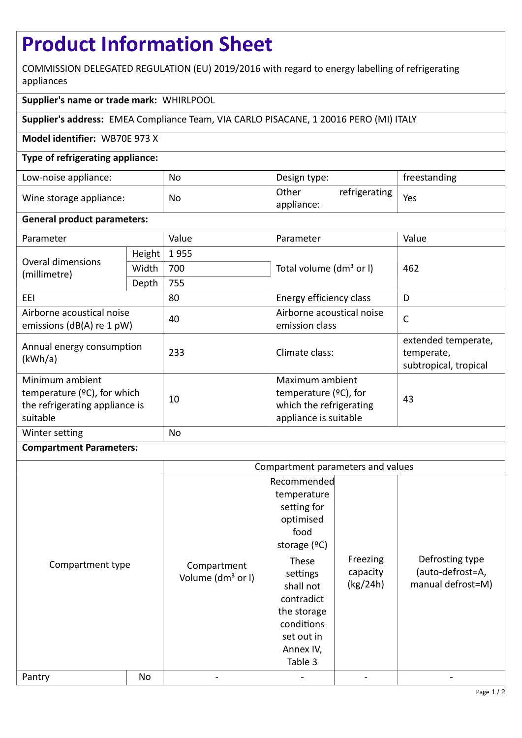# Product Information Sheet

COMMISSION DELEGATED REGULATION (EU) 2019/2016 with regard to energy labelling of refrigerating appliances

**Supplier's name or trade mark:** WHIRLPOOL

**Supplier's address:** EMEA Compliance Team, VIA CARLO PISACANE, 1 20016 PERO (MI) ITALY

**Model identifier:** WB70E 973 X

**Type of refrigerating appliance:**

| | | | |
|---|---|---|---|
| Low-noise appliance: | No | Design type: | freestanding |
| Wine storage appliance: | No | Other refrigerating appliance: | Yes |

**General product parameters:**

| Parameter | | Value | Parameter | Value |
|---|---|---|---|---|
| Overal dimensions (millimetre) | Height | 1 955 | Total volume (dm³ or l) | 462 |
| | Width | 700 | | |
| | Depth | 755 | | |
| EEI | | 80 | Energy efficiency class | D |
| Airborne acoustical noise emissions (dB(A) re 1 pW) | | 40 | Airborne acoustical noise emission class | C |
| Annual energy consumption (kWh/a) | | 233 | Climate class: | extended temperate, temperate, subtropical, tropical |
| Minimum ambient temperature (ºC), for which the refrigerating appliance is suitable | | 10 | Maximum ambient temperature (ºC), for which the refrigerating appliance is suitable | 43 |
| Winter setting | | No | | |

**Compartment Parameters:**

| Compartment type | | Compartment parameters and values | | | |
|---|---|---|---|---|---|
| | | Compartment Volume (dm³ or l) | Recommended temperature setting for optimised food storage (ºC) These settings shall not contradict the storage conditions set out in Annex IV, Table 3 | Freezing capacity (kg/24h) | Defrosting type (auto-defrost=A, manual defrost=M) |
| Pantry | No | - | - | - | - |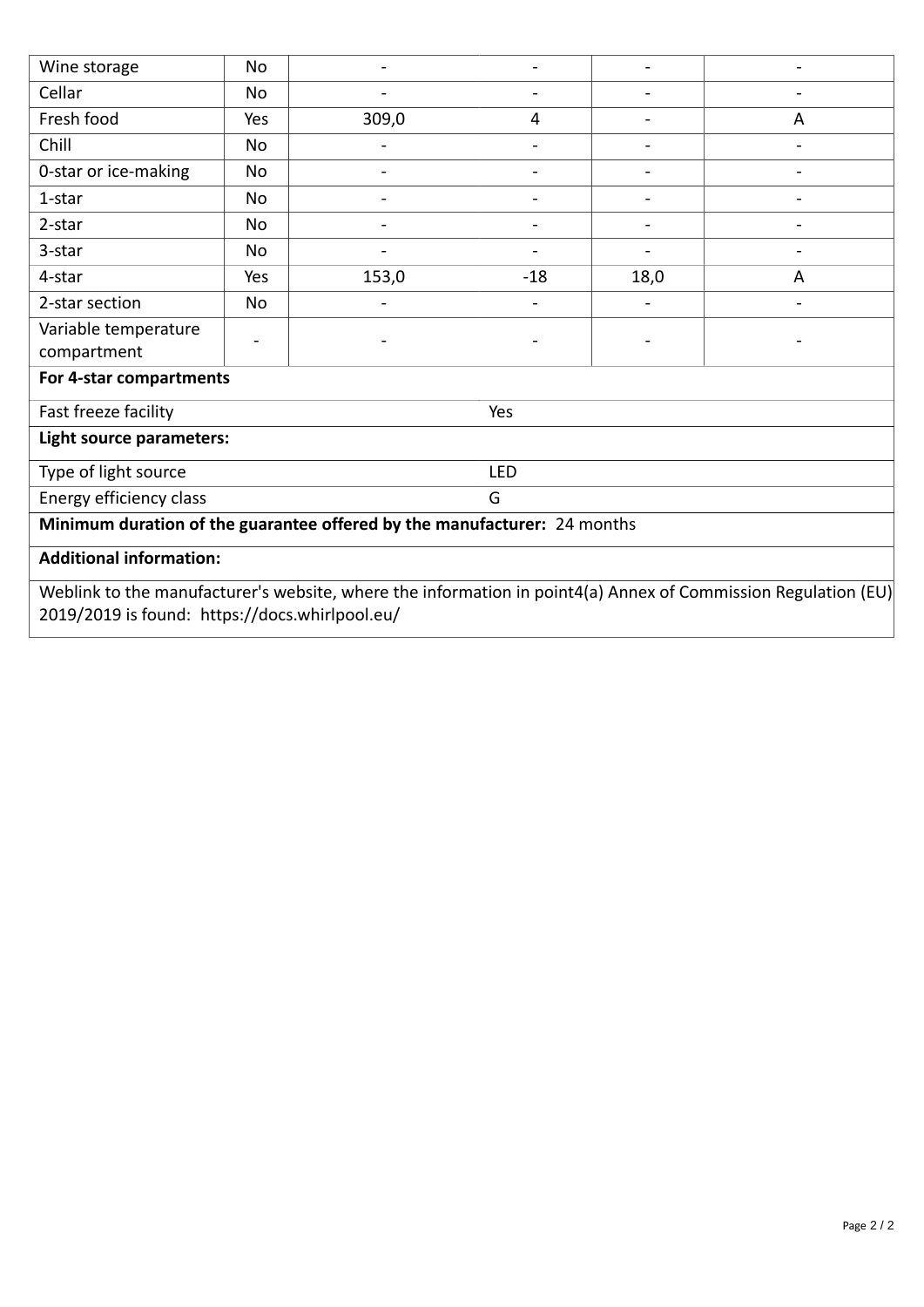| | | | | | |
|---|---|---|---|---|---|
| Wine storage | No | - | - | - | - |
| Cellar | No | - | - | - | - |
| Fresh food | Yes | 309,0 | 4 | - | A |
| Chill | No | - | - | - | - |
| 0-star or ice-making | No | - | - | - | - |
| 1-star | No | - | - | - | - |
| 2-star | No | - | - | - | - |
| 3-star | No | - | - | - | - |
| 4-star | Yes | 153,0 | -18 | 18,0 | A |
| 2-star section | No | - | - | - | - |
| Variable temperature compartment | - | - | - | - | - |

**For 4-star compartments**

| | |
|---|---|
| Fast freeze facility | Yes |

**Light source parameters:**

| | |
|---|---|
| Type of light source | LED |
| Energy efficiency class | G |

**Minimum duration of the guarantee offered by the manufacturer:** 24 months

**Additional information:**

Weblink to the manufacturer's website, where the information in point4(a) Annex of Commission Regulation (EU) 2019/2019 is found: https://docs.whirlpool.eu/